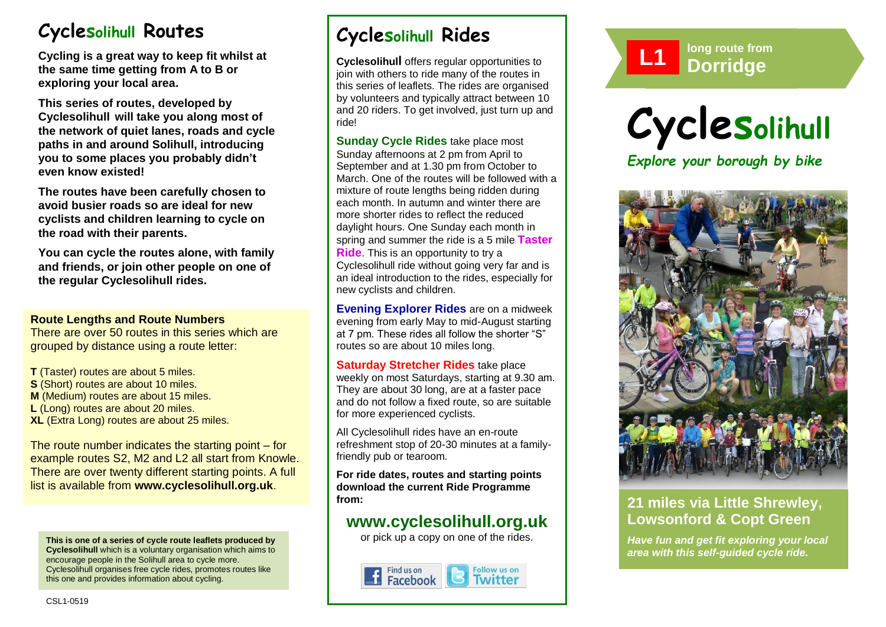# CycleSolihull Routes

**Cycling is a great way to keep fit whilst at the same time getting from A to B or exploring your local area.**

**This series of routes, developed by Cyclesolihull will take you along most of the network of quiet lanes, roads and cycle paths in and around Solihull, introducing you to some places you probably didn't even know existed!**

**The routes have been carefully chosen to avoid busier roads so are ideal for new cyclists and children learning to cycle on the road with their parents.**

**You can cycle the routes alone, with family and friends, or join other people on one of the regular Cyclesolihull rides.**

**Route Lengths and Route Numbers**

There are over 50 routes in this series which are grouped by distance using a route letter:

**T** (Taster) routes are about 5 miles.
**S** (Short) routes are about 10 miles.
**M** (Medium) routes are about 15 miles.
**L** (Long) routes are about 20 miles.
**XL** (Extra Long) routes are about 25 miles.

The route number indicates the starting point – for example routes S2, M2 and L2 all start from Knowle. There are over twenty different starting points. A full list is available from **www.cyclesolihull.org.uk**.

**This is one of a series of cycle route leaflets produced by Cyclesolihull** which is a voluntary organisation which aims to encourage people in the Solihull area to cycle more. Cyclesolihull organises free cycle rides, promotes routes like this one and provides information about cycling.

CSL1-0519

# CycleSolihull Rides

**Cyclesolihull** offers regular opportunities to join with others to ride many of the routes in this series of leaflets. The rides are organised by volunteers and typically attract between 10 and 20 riders. To get involved, just turn up and ride!

**Sunday Cycle Rides** take place most Sunday afternoons at 2 pm from April to September and at 1.30 pm from October to March. One of the routes will be followed with a mixture of route lengths being ridden during each month. In autumn and winter there are more shorter rides to reflect the reduced daylight hours. One Sunday each month in spring and summer the ride is a 5 mile **Taster Ride**. This is an opportunity to try a Cyclesolihull ride without going very far and is an ideal introduction to the rides, especially for new cyclists and children.

**Evening Explorer Rides** are on a midweek evening from early May to mid-August starting at 7 pm. These rides all follow the shorter "S" routes so are about 10 miles long.

**Saturday Stretcher Rides** take place weekly on most Saturdays, starting at 9.30 am. They are about 30 long, are at a faster pace and do not follow a fixed route, so are suitable for more experienced cyclists.

All Cyclesolihull rides have an en-route refreshment stop of 20-30 minutes at a family-friendly pub or tearoom.

**For ride dates, routes and starting points download the current Ride Programme from:**

## www.cyclesolihull.org.uk

or pick up a copy on one of the rides.

Find us on Facebook | Follow us on Twitter

**L1** long route from **Dorridge**

# CycleSolihull

*Explore your borough by bike*

## 21 miles via Little Shrewley, Lowsonford & Copt Green

***Have fun and get fit exploring your local area with this self-guided cycle ride.***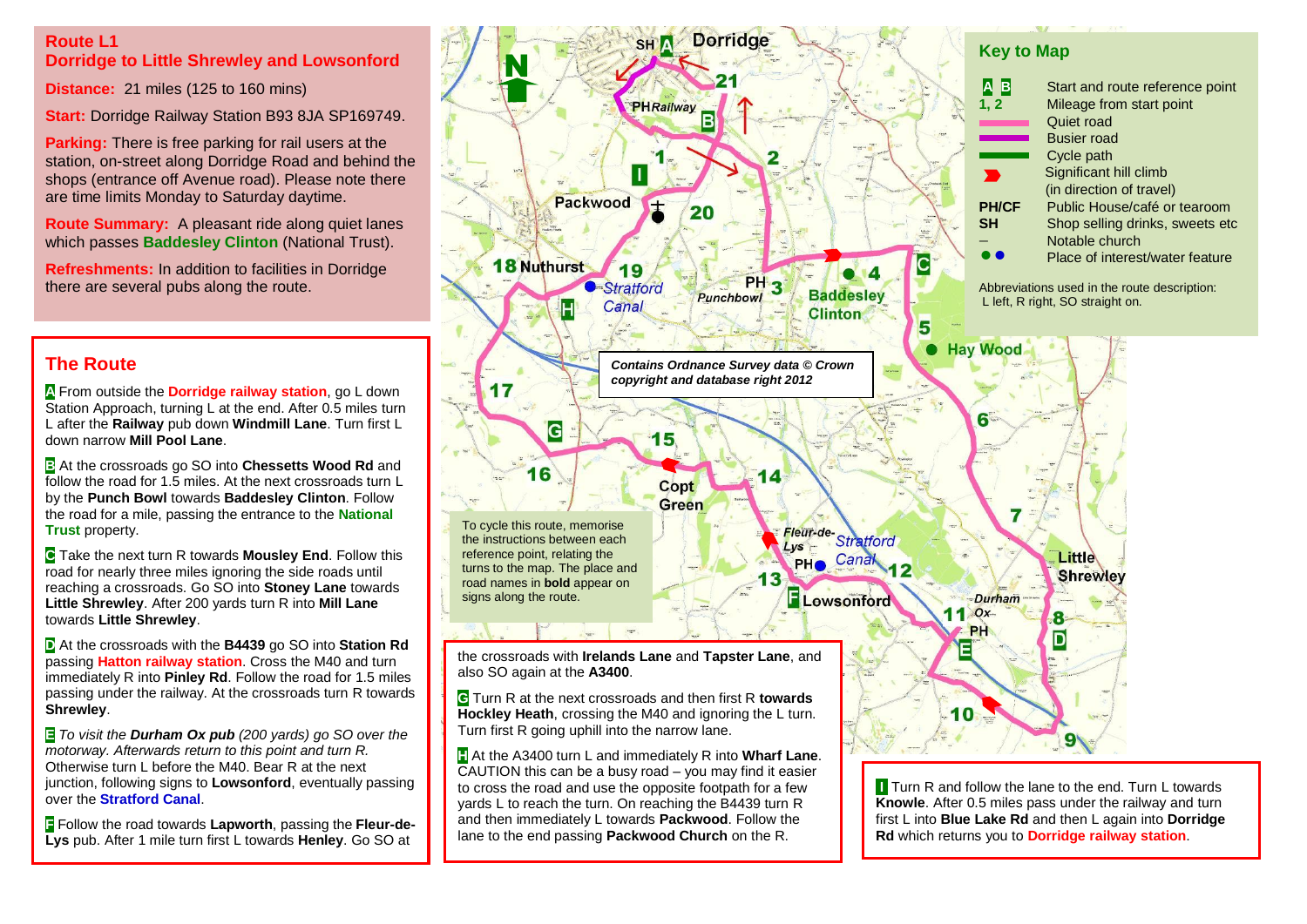## Route L1
## Dorridge to Little Shrewley and Lowsonford

**Distance:** 21 miles (125 to 160 mins)

**Start:** Dorridge Railway Station B93 8JA SP169749.

**Parking:** There is free parking for rail users at the station, on-street along Dorridge Road and behind the shops (entrance off Avenue road). Please note there are time limits Monday to Saturday daytime.

**Route Summary:** A pleasant ride along quiet lanes which passes **Baddesley Clinton** (National Trust).

**Refreshments:** In addition to facilities in Dorridge there are several pubs along the route.

## The Route

**A** From outside the **Dorridge railway station**, go L down Station Approach, turning L at the end. After 0.5 miles turn L after the **Railway** pub down **Windmill Lane**. Turn first L down narrow **Mill Pool Lane**.

**B** At the crossroads go SO into **Chessetts Wood Rd** and follow the road for 1.5 miles. At the next crossroads turn L by the **Punch Bowl** towards **Baddesley Clinton**. Follow the road for a mile, passing the entrance to the **National Trust** property.

**C** Take the next turn R towards **Mousley End**. Follow this road for nearly three miles ignoring the side roads until reaching a crossroads. Go SO into **Stoney Lane** towards **Little Shrewley**. After 200 yards turn R into **Mill Lane** towards **Little Shrewley**.

**D** At the crossroads with the **B4439** go SO into **Station Rd** passing **Hatton railway station**. Cross the M40 and turn immediately R into **Pinley Rd**. Follow the road for 1.5 miles passing under the railway. At the crossroads turn R towards **Shrewley**.

**E** *To visit the **Durham Ox pub** (200 yards) go SO over the motorway. Afterwards return to this point and turn R.* Otherwise turn L before the M40. Bear R at the next junction, following signs to **Lowsonford**, eventually passing over the **Stratford Canal**.

**F** Follow the road towards **Lapworth**, passing the **Fleur-de-Lys** pub. After 1 mile turn first L towards **Henley**. Go SO at the crossroads with **Irelands Lane** and **Tapster Lane**, and also SO again at the **A3400**.

**G** Turn R at the next crossroads and then first R **towards Hockley Heath**, crossing the M40 and ignoring the L turn. Turn first R going uphill into the narrow lane.

**H** At the A3400 turn L and immediately R into **Wharf Lane**. CAUTION this can be a busy road – you may find it easier to cross the road and use the opposite footpath for a few yards L to reach the turn. On reaching the B4439 turn R and then immediately L towards **Packwood**. Follow the lane to the end passing **Packwood Church** on the R.

**I** Turn R and follow the lane to the end. Turn L towards **Knowle**. After 0.5 miles pass under the railway and turn first L into **Blue Lake Rd** and then L again into **Dorridge Rd** which returns you to **Dorridge railway station**.

To cycle this route, memorise the instructions between each reference point, relating the turns to the map. The place and road names in **bold** appear on signs along the route.

### Key to Map

- A B – Start and route reference point
- 1, 2 – Mileage from start point
- Quiet road
- Busier road
- Cycle path
- Significant hill climb (in direction of travel)
- PH/CF – Public House/café or tearoom
- SH – Shop selling drinks, sweets etc
- Notable church
- Place of interest/water feature

Abbreviations used in the route description: L left, R right, SO straight on.

Contains Ordnance Survey data © Crown copyright and database right 2012

Dorridge
SH A
PH Railway
B
21
1
2
I
Packwood
20
18 Nuthurst
19
Stratford Canal
H
PH Punchbowl
3
Baddesley Clinton
4
C
5
Hay Wood
6
17
G
15
16
Copt Green
14
Fleur-de-Lys
PH
Stratford Canal
12
13
F Lowsonford
7
Little Shrewley
Durham Ox PH
11
E
8
D
10
9